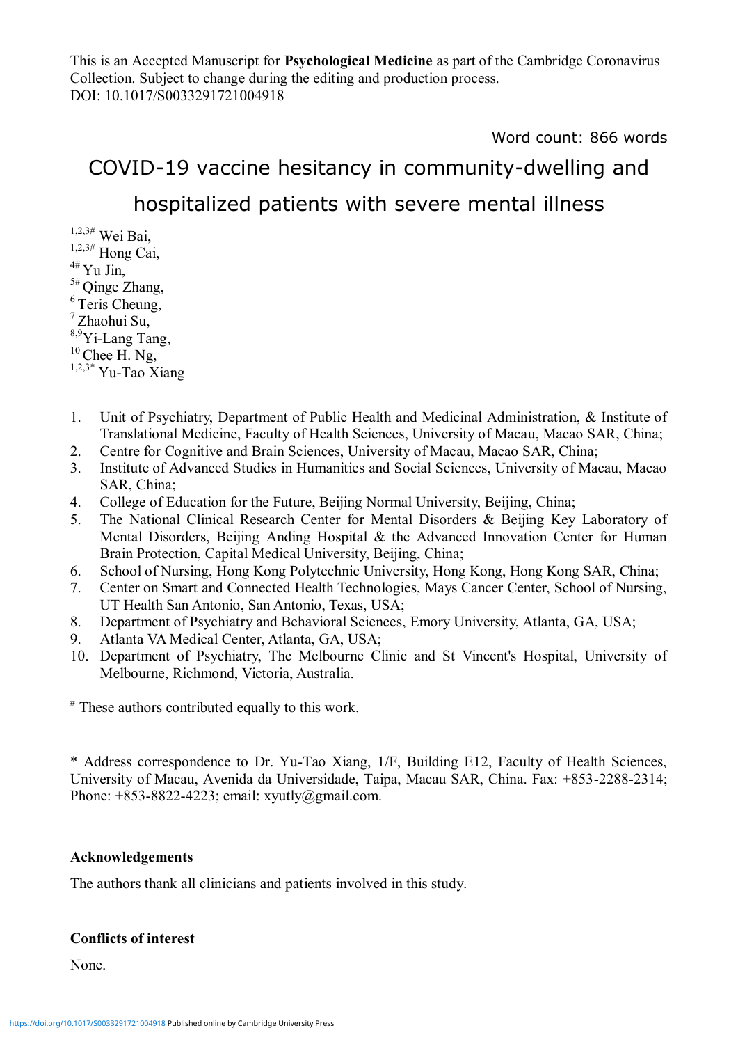This is an Accepted Manuscript for **Psychological Medicine** as part of the Cambridge Coronavirus Collection. Subject to change during the editing and production process.
DOI: 10.1017/S0033291721004918

Word count: 866 words

# COVID-19 vaccine hesitancy in community-dwelling and hospitalized patients with severe mental illness

[1,2,3#] Wei Bai,
[1,2,3#] Hong Cai,
[4#] Yu Jin,
[5#] Qinge Zhang,
[6] Teris Cheung,
[7] Zhaohui Su,
[8,9] Yi-Lang Tang,
[10] Chee H. Ng,
[1,2,3*] Yu-Tao Xiang

1. Unit of Psychiatry, Department of Public Health and Medicinal Administration, & Institute of Translational Medicine, Faculty of Health Sciences, University of Macau, Macao SAR, China;
2. Centre for Cognitive and Brain Sciences, University of Macau, Macao SAR, China;
3. Institute of Advanced Studies in Humanities and Social Sciences, University of Macau, Macao SAR, China;
4. College of Education for the Future, Beijing Normal University, Beijing, China;
5. The National Clinical Research Center for Mental Disorders & Beijing Key Laboratory of Mental Disorders, Beijing Anding Hospital & the Advanced Innovation Center for Human Brain Protection, Capital Medical University, Beijing, China;
6. School of Nursing, Hong Kong Polytechnic University, Hong Kong, Hong Kong SAR, China;
7. Center on Smart and Connected Health Technologies, Mays Cancer Center, School of Nursing, UT Health San Antonio, San Antonio, Texas, USA;
8. Department of Psychiatry and Behavioral Sciences, Emory University, Atlanta, GA, USA;
9. Atlanta VA Medical Center, Atlanta, GA, USA;
10. Department of Psychiatry, The Melbourne Clinic and St Vincent's Hospital, University of Melbourne, Richmond, Victoria, Australia.

[#] These authors contributed equally to this work.

* Address correspondence to Dr. Yu-Tao Xiang, 1/F, Building E12, Faculty of Health Sciences, University of Macau, Avenida da Universidade, Taipa, Macau SAR, China. Fax: +853-2288-2314; Phone: +853-8822-4223; email: xyutly@gmail.com.

**Acknowledgements**

The authors thank all clinicians and patients involved in this study.

**Conflicts of interest**

None.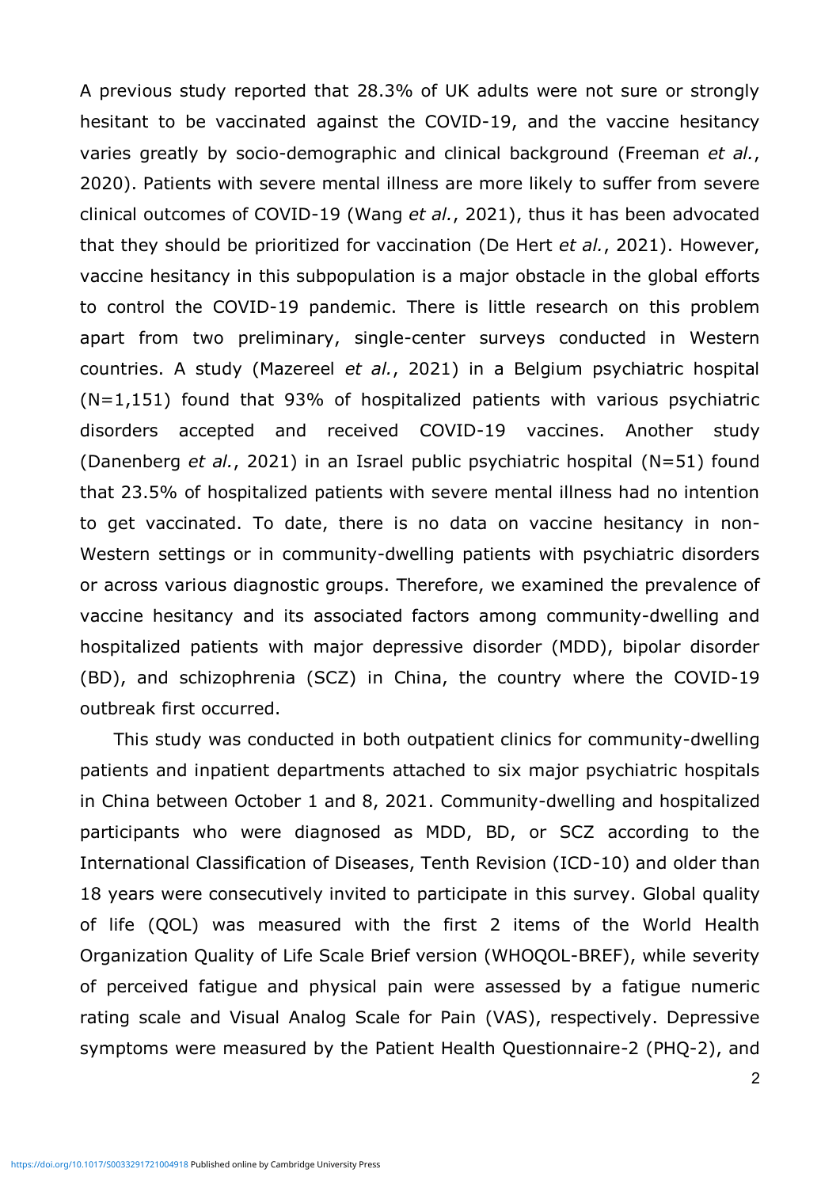A previous study reported that 28.3% of UK adults were not sure or strongly hesitant to be vaccinated against the COVID-19, and the vaccine hesitancy varies greatly by socio-demographic and clinical background (Freeman *et al.*, 2020). Patients with severe mental illness are more likely to suffer from severe clinical outcomes of COVID-19 (Wang *et al.*, 2021), thus it has been advocated that they should be prioritized for vaccination (De Hert *et al.*, 2021). However, vaccine hesitancy in this subpopulation is a major obstacle in the global efforts to control the COVID-19 pandemic. There is little research on this problem apart from two preliminary, single-center surveys conducted in Western countries. A study (Mazereel *et al.*, 2021) in a Belgium psychiatric hospital (N=1,151) found that 93% of hospitalized patients with various psychiatric disorders accepted and received COVID-19 vaccines. Another study (Danenberg *et al.*, 2021) in an Israel public psychiatric hospital (N=51) found that 23.5% of hospitalized patients with severe mental illness had no intention to get vaccinated. To date, there is no data on vaccine hesitancy in non-Western settings or in community-dwelling patients with psychiatric disorders or across various diagnostic groups. Therefore, we examined the prevalence of vaccine hesitancy and its associated factors among community-dwelling and hospitalized patients with major depressive disorder (MDD), bipolar disorder (BD), and schizophrenia (SCZ) in China, the country where the COVID-19 outbreak first occurred.

This study was conducted in both outpatient clinics for community-dwelling patients and inpatient departments attached to six major psychiatric hospitals in China between October 1 and 8, 2021. Community-dwelling and hospitalized participants who were diagnosed as MDD, BD, or SCZ according to the International Classification of Diseases, Tenth Revision (ICD-10) and older than 18 years were consecutively invited to participate in this survey. Global quality of life (QOL) was measured with the first 2 items of the World Health Organization Quality of Life Scale Brief version (WHOQOL-BREF), while severity of perceived fatigue and physical pain were assessed by a fatigue numeric rating scale and Visual Analog Scale for Pain (VAS), respectively. Depressive symptoms were measured by the Patient Health Questionnaire-2 (PHQ-2), and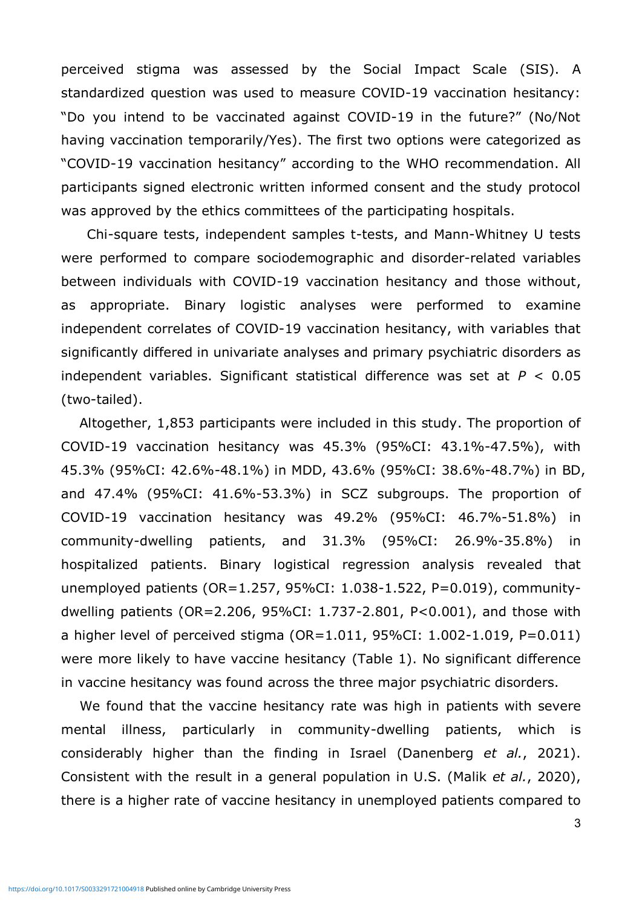perceived stigma was assessed by the Social Impact Scale (SIS). A standardized question was used to measure COVID-19 vaccination hesitancy: "Do you intend to be vaccinated against COVID-19 in the future?" (No/Not having vaccination temporarily/Yes). The first two options were categorized as "COVID-19 vaccination hesitancy" according to the WHO recommendation. All participants signed electronic written informed consent and the study protocol was approved by the ethics committees of the participating hospitals.

Chi-square tests, independent samples t-tests, and Mann-Whitney U tests were performed to compare sociodemographic and disorder-related variables between individuals with COVID-19 vaccination hesitancy and those without, as appropriate. Binary logistic analyses were performed to examine independent correlates of COVID-19 vaccination hesitancy, with variables that significantly differed in univariate analyses and primary psychiatric disorders as independent variables. Significant statistical difference was set at $P < 0.05$ (two-tailed).

Altogether, 1,853 participants were included in this study. The proportion of COVID-19 vaccination hesitancy was 45.3% (95%CI: 43.1%-47.5%), with 45.3% (95%CI: 42.6%-48.1%) in MDD, 43.6% (95%CI: 38.6%-48.7%) in BD, and 47.4% (95%CI: 41.6%-53.3%) in SCZ subgroups. The proportion of COVID-19 vaccination hesitancy was 49.2% (95%CI: 46.7%-51.8%) in community-dwelling patients, and 31.3% (95%CI: 26.9%-35.8%) in hospitalized patients. Binary logistical regression analysis revealed that unemployed patients (OR=1.257, 95%CI: 1.038-1.522, P=0.019), community-dwelling patients (OR=2.206, 95%CI: 1.737-2.801, P<0.001), and those with a higher level of perceived stigma (OR=1.011, 95%CI: 1.002-1.019, P=0.011) were more likely to have vaccine hesitancy (Table 1). No significant difference in vaccine hesitancy was found across the three major psychiatric disorders.

We found that the vaccine hesitancy rate was high in patients with severe mental illness, particularly in community-dwelling patients, which is considerably higher than the finding in Israel (Danenberg *et al.*, 2021). Consistent with the result in a general population in U.S. (Malik *et al.*, 2020), there is a higher rate of vaccine hesitancy in unemployed patients compared to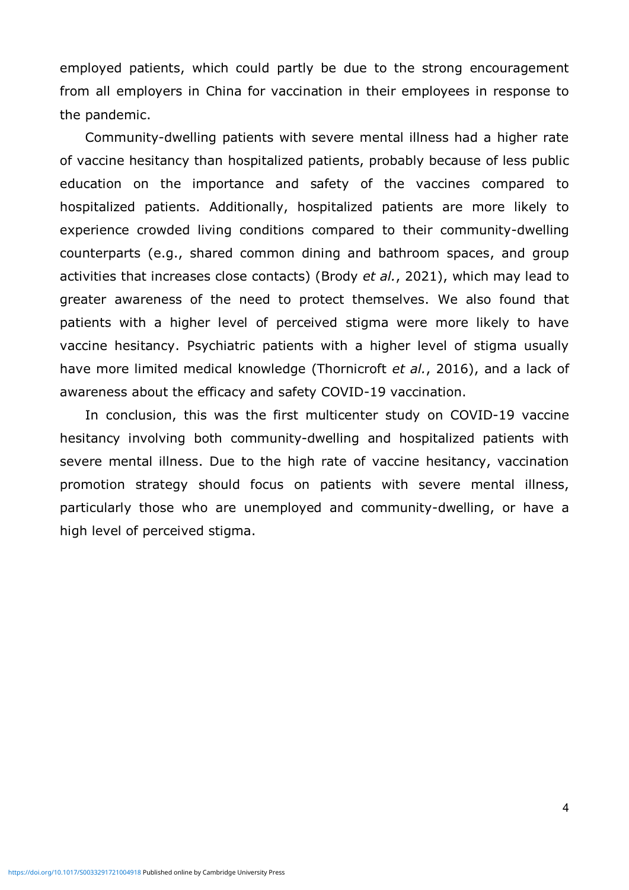employed patients, which could partly be due to the strong encouragement from all employers in China for vaccination in their employees in response to the pandemic.

Community-dwelling patients with severe mental illness had a higher rate of vaccine hesitancy than hospitalized patients, probably because of less public education on the importance and safety of the vaccines compared to hospitalized patients. Additionally, hospitalized patients are more likely to experience crowded living conditions compared to their community-dwelling counterparts (e.g., shared common dining and bathroom spaces, and group activities that increases close contacts) (Brody *et al.*, 2021), which may lead to greater awareness of the need to protect themselves. We also found that patients with a higher level of perceived stigma were more likely to have vaccine hesitancy. Psychiatric patients with a higher level of stigma usually have more limited medical knowledge (Thornicroft *et al.*, 2016), and a lack of awareness about the efficacy and safety COVID-19 vaccination.

In conclusion, this was the first multicenter study on COVID-19 vaccine hesitancy involving both community-dwelling and hospitalized patients with severe mental illness. Due to the high rate of vaccine hesitancy, vaccination promotion strategy should focus on patients with severe mental illness, particularly those who are unemployed and community-dwelling, or have a high level of perceived stigma.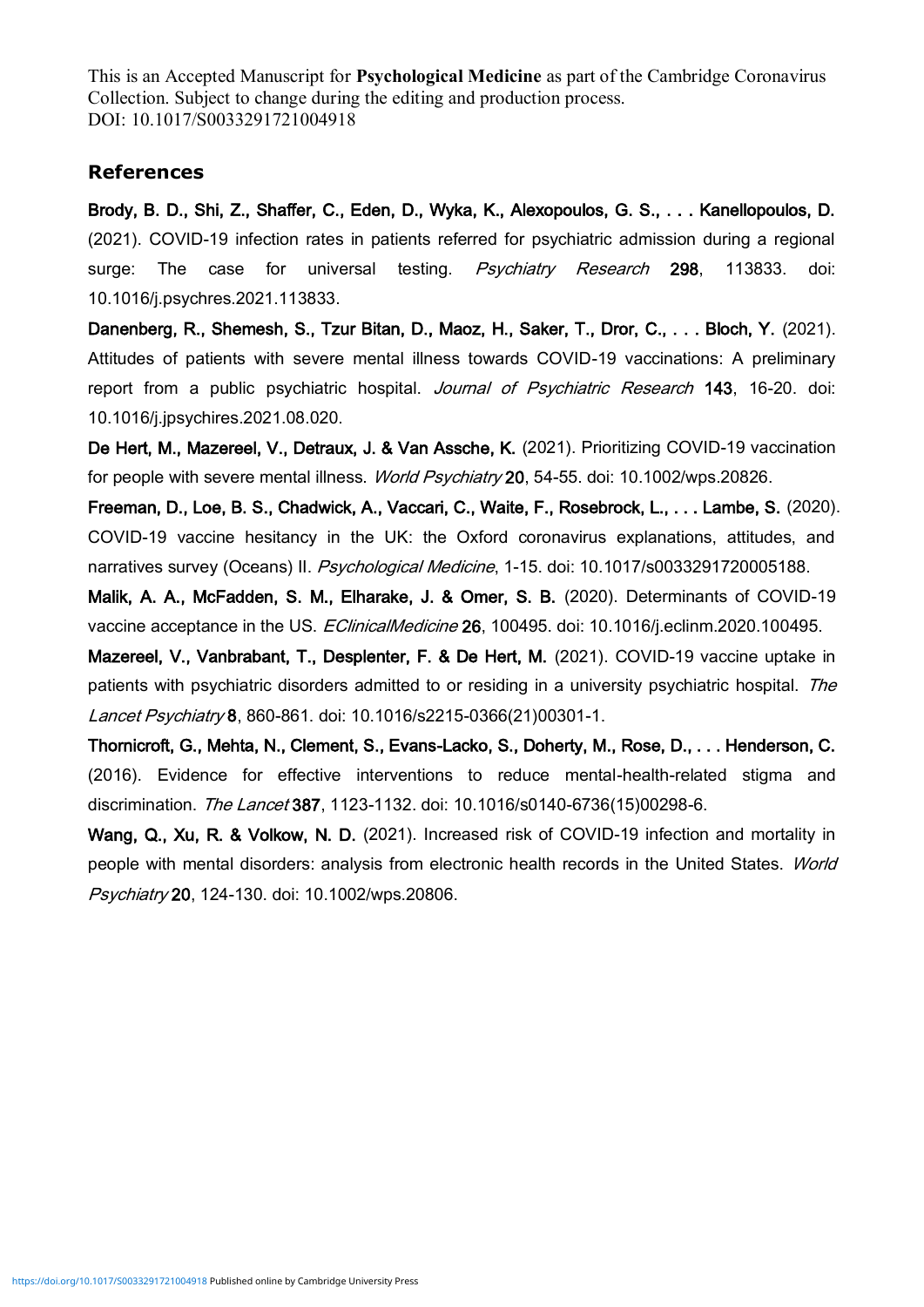## References

**Brody, B. D., Shi, Z., Shaffer, C., Eden, D., Wyka, K., Alexopoulos, G. S., . . . Kanellopoulos, D.** (2021). COVID-19 infection rates in patients referred for psychiatric admission during a regional surge: The case for universal testing. *Psychiatry Research* **298**, 113833. doi: 10.1016/j.psychres.2021.113833.

**Danenberg, R., Shemesh, S., Tzur Bitan, D., Maoz, H., Saker, T., Dror, C., . . . Bloch, Y.** (2021). Attitudes of patients with severe mental illness towards COVID-19 vaccinations: A preliminary report from a public psychiatric hospital. *Journal of Psychiatric Research* **143**, 16-20. doi: 10.1016/j.jpsychires.2021.08.020.

**De Hert, M., Mazereel, V., Detraux, J. & Van Assche, K.** (2021). Prioritizing COVID-19 vaccination for people with severe mental illness. *World Psychiatry* **20**, 54-55. doi: 10.1002/wps.20826.

**Freeman, D., Loe, B. S., Chadwick, A., Vaccari, C., Waite, F., Rosebrock, L., . . . Lambe, S.** (2020). COVID-19 vaccine hesitancy in the UK: the Oxford coronavirus explanations, attitudes, and narratives survey (Oceans) II. *Psychological Medicine*, 1-15. doi: 10.1017/s0033291720005188.

**Malik, A. A., McFadden, S. M., Elharake, J. & Omer, S. B.** (2020). Determinants of COVID-19 vaccine acceptance in the US. *EClinicalMedicine* **26**, 100495. doi: 10.1016/j.eclinm.2020.100495.

**Mazereel, V., Vanbrabant, T., Desplenter, F. & De Hert, M.** (2021). COVID-19 vaccine uptake in patients with psychiatric disorders admitted to or residing in a university psychiatric hospital. *The Lancet Psychiatry* **8**, 860-861. doi: 10.1016/s2215-0366(21)00301-1.

**Thornicroft, G., Mehta, N., Clement, S., Evans-Lacko, S., Doherty, M., Rose, D., . . . Henderson, C.** (2016). Evidence for effective interventions to reduce mental-health-related stigma and discrimination. *The Lancet* **387**, 1123-1132. doi: 10.1016/s0140-6736(15)00298-6.

**Wang, Q., Xu, R. & Volkow, N. D.** (2021). Increased risk of COVID-19 infection and mortality in people with mental disorders: analysis from electronic health records in the United States. *World Psychiatry* **20**, 124-130. doi: 10.1002/wps.20806.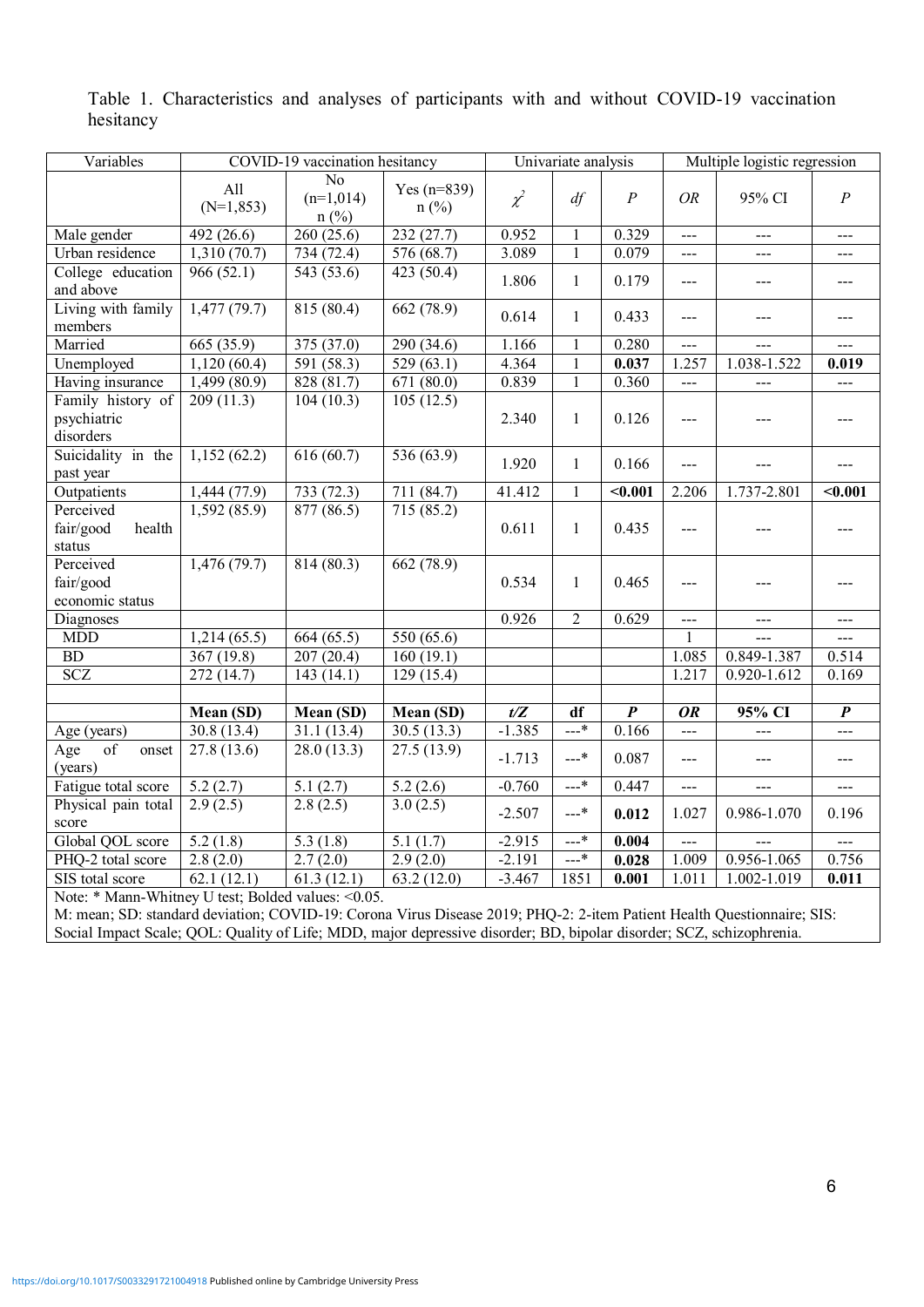Table 1. Characteristics and analyses of participants with and without COVID-19 vaccination hesitancy

| Variables | COVID-19 vaccination hesitancy | | | Univariate analysis | | | Multiple logistic regression | | |
|---|---|---|---|---|---|---|---|---|---|
| | All (N=1,853) | No (n=1,014) n (%) | Yes (n=839) n (%) | $\chi^2$ | *df* | *P* | *OR* | 95% CI | *P* |
| Male gender | 492 (26.6) | 260 (25.6) | 232 (27.7) | 0.952 | 1 | 0.329 | --- | --- | --- |
| Urban residence | 1,310 (70.7) | 734 (72.4) | 576 (68.7) | 3.089 | 1 | 0.079 | --- | --- | --- |
| College education and above | 966 (52.1) | 543 (53.6) | 423 (50.4) | 1.806 | 1 | 0.179 | --- | --- | --- |
| Living with family members | 1,477 (79.7) | 815 (80.4) | 662 (78.9) | 0.614 | 1 | 0.433 | --- | --- | --- |
| Married | 665 (35.9) | 375 (37.0) | 290 (34.6) | 1.166 | 1 | 0.280 | --- | --- | --- |
| Unemployed | 1,120 (60.4) | 591 (58.3) | 529 (63.1) | 4.364 | 1 | **0.037** | 1.257 | 1.038-1.522 | **0.019** |
| Having insurance | 1,499 (80.9) | 828 (81.7) | 671 (80.0) | 0.839 | 1 | 0.360 | --- | --- | --- |
| Family history of psychiatric disorders | 209 (11.3) | 104 (10.3) | 105 (12.5) | 2.340 | 1 | 0.126 | --- | --- | --- |
| Suicidality in the past year | 1,152 (62.2) | 616 (60.7) | 536 (63.9) | 1.920 | 1 | 0.166 | --- | --- | --- |
| Outpatients | 1,444 (77.9) | 733 (72.3) | 711 (84.7) | 41.412 | 1 | **<0.001** | 2.206 | 1.737-2.801 | **<0.001** |
| Perceived fair/good health status | 1,592 (85.9) | 877 (86.5) | 715 (85.2) | 0.611 | 1 | 0.435 | --- | --- | --- |
| Perceived fair/good economic status | 1,476 (79.7) | 814 (80.3) | 662 (78.9) | 0.534 | 1 | 0.465 | --- | --- | --- |
| Diagnoses | | | | 0.926 | 2 | 0.629 | --- | --- | --- |
| MDD | 1,214 (65.5) | 664 (65.5) | 550 (65.6) | | | | 1 | --- | --- |
| BD | 367 (19.8) | 207 (20.4) | 160 (19.1) | | | | 1.085 | 0.849-1.387 | 0.514 |
| SCZ | 272 (14.7) | 143 (14.1) | 129 (15.4) | | | | 1.217 | 0.920-1.612 | 0.169 |
| | | | | | | | | | |
| | **Mean (SD)** | **Mean (SD)** | **Mean (SD)** | ***t/Z*** | **df** | ***P*** | ***OR*** | **95% CI** | ***P*** |
| Age (years) | 30.8 (13.4) | 31.1 (13.4) | 30.5 (13.3) | -1.385 | ---* | 0.166 | --- | --- | --- |
| Age of onset (years) | 27.8 (13.6) | 28.0 (13.3) | 27.5 (13.9) | -1.713 | ---* | 0.087 | --- | --- | --- |
| Fatigue total score | 5.2 (2.7) | 5.1 (2.7) | 5.2 (2.6) | -0.760 | ---* | 0.447 | --- | --- | --- |
| Physical pain total score | 2.9 (2.5) | 2.8 (2.5) | 3.0 (2.5) | -2.507 | ---* | **0.012** | 1.027 | 0.986-1.070 | 0.196 |
| Global QOL score | 5.2 (1.8) | 5.3 (1.8) | 5.1 (1.7) | -2.915 | ---* | **0.004** | --- | --- | --- |
| PHQ-2 total score | 2.8 (2.0) | 2.7 (2.0) | 2.9 (2.0) | -2.191 | ---* | **0.028** | 1.009 | 0.956-1.065 | 0.756 |
| SIS total score | 62.1 (12.1) | 61.3 (12.1) | 63.2 (12.0) | -3.467 | 1851 | **0.001** | 1.011 | 1.002-1.019 | **0.011** |

Note: * Mann-Whitney U test; Bolded values: <0.05.
M: mean; SD: standard deviation; COVID-19: Corona Virus Disease 2019; PHQ-2: 2-item Patient Health Questionnaire; SIS: Social Impact Scale; QOL: Quality of Life; MDD, major depressive disorder; BD, bipolar disorder; SCZ, schizophrenia.